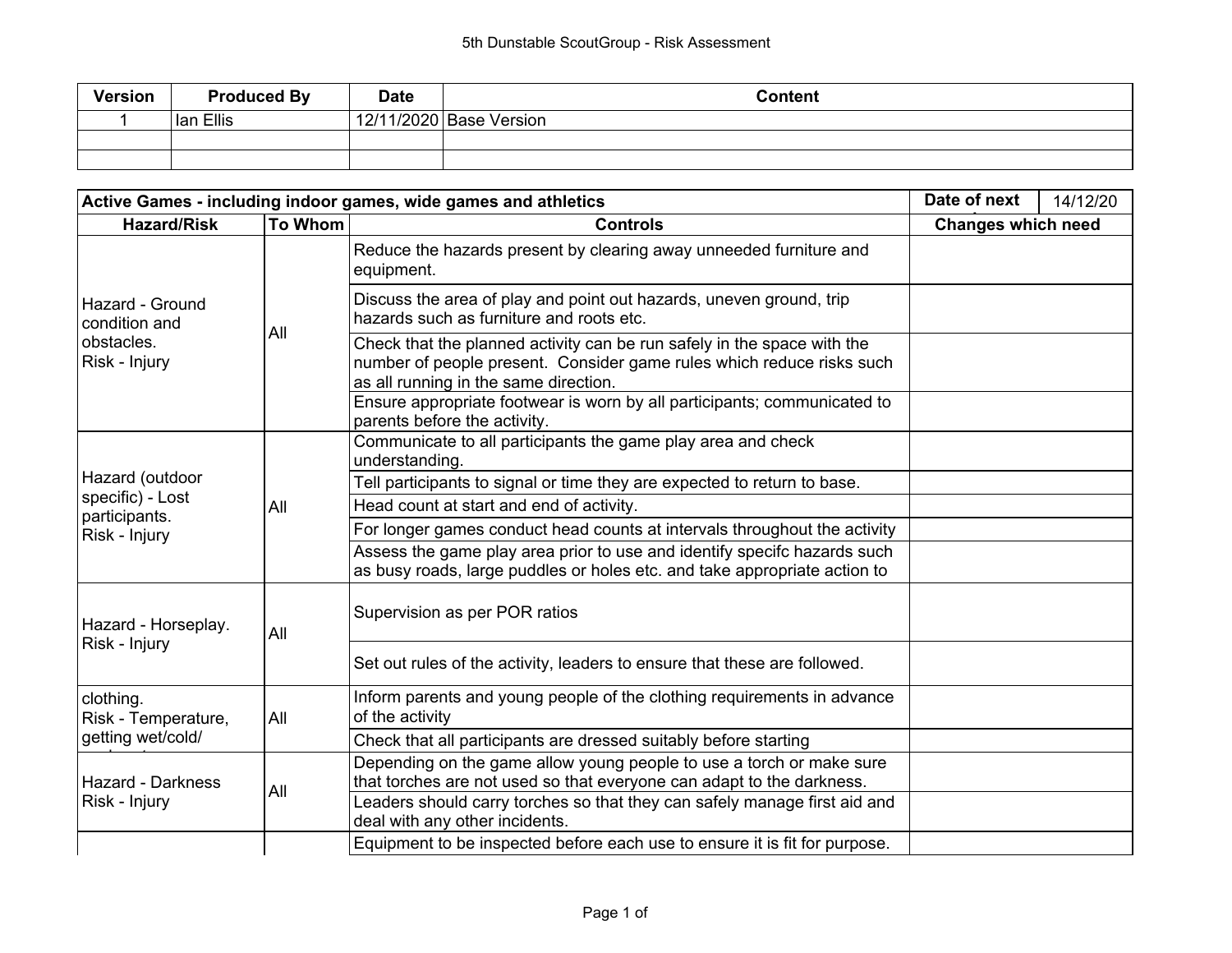# 5th Dunstable ScoutGroup - Risk Assessment

| Version | Produced By | Date | Content |
|---|---|---|---|
| 1 | Ian Ellis | 12/11/2020 | Base Version |
| | | | |
| | | | |

| Active Games - including indoor games, wide games and athletics | | | Date of next | 14/12/20 |
|---|---|---|---|---|
| **Hazard/Risk** | **To Whom** | **Controls** | **Changes which need** | |
| Hazard - Ground condition and obstacles.<br>Risk - Injury | All | Reduce the hazards present by clearing away unneeded furniture and equipment. | | |
| | | Discuss the area of play and point out hazards, uneven ground, trip hazards such as furniture and roots etc. | | |
| | | Check that the planned activity can be run safely in the space with the number of people present. Consider game rules which reduce risks such as all running in the same direction. | | |
| | | Ensure appropriate footwear is worn by all participants; communicated to parents before the activity. | | |
| Hazard (outdoor specific) - Lost participants.<br>Risk - Injury | All | Communicate to all participants the game play area and check understanding. | | |
| | | Tell participants to signal or time they are expected to return to base. | | |
| | | Head count at start and end of activity. | | |
| | | For longer games conduct head counts at intervals throughout the activity | | |
| | | Assess the game play area prior to use and identify specifc hazards such as busy roads, large puddles or holes etc. and take appropriate action to | | |
| Hazard - Horseplay.<br>Risk - Injury | All | Supervision as per POR ratios | | |
| | | Set out rules of the activity, leaders to ensure that these are followed. | | |
| clothing.<br>Risk - Temperature, getting wet/cold/ | All | Inform parents and young people of the clothing requirements in advance of the activity | | |
| | | Check that all participants are dressed suitably before starting | | |
| Hazard - Darkness<br>Risk - Injury | All | Depending on the game allow young people to use a torch or make sure that torches are not used so that everyone can adapt to the darkness. | | |
| | | Leaders should carry torches so that they can safely manage first aid and deal with any other incidents. | | |
| | | Equipment to be inspected before each use to ensure it is fit for purpose. | | |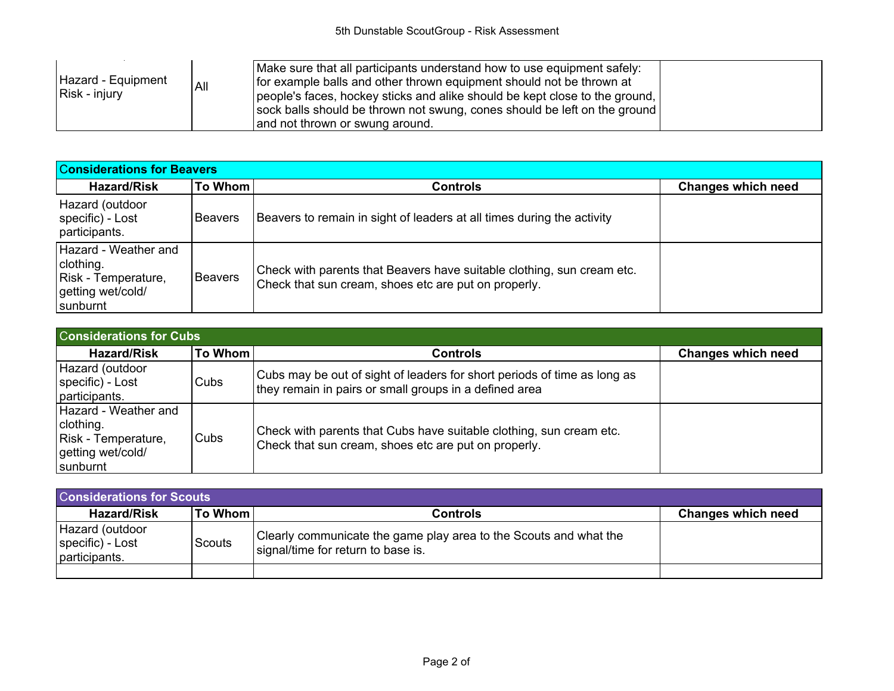| | | | |
|---|---|---|---|
| Hazard - Equipment<br>Risk - injury | All | Make sure that all participants understand how to use equipment safely: for example balls and other thrown equipment should not be thrown at people's faces, hockey sticks and alike should be kept close to the ground, sock balls should be thrown not swung, cones should be left on the ground and not thrown or swung around. | |

| Considerations for Beavers | | | |
|---|---|---|---|
| **Hazard/Risk** | **To Whom** | **Controls** | **Changes which need** |
| Hazard (outdoor specific) - Lost participants. | Beavers | Beavers to remain in sight of leaders at all times during the activity | |
| Hazard - Weather and clothing.<br>Risk - Temperature, getting wet/cold/ sunburnt | Beavers | Check with parents that Beavers have suitable clothing, sun cream etc. Check that sun cream, shoes etc are put on properly. | |

| Considerations for Cubs | | | |
|---|---|---|---|
| **Hazard/Risk** | **To Whom** | **Controls** | **Changes which need** |
| Hazard (outdoor specific) - Lost participants. | Cubs | Cubs may be out of sight of leaders for short periods of time as long as they remain in pairs or small groups in a defined area | |
| Hazard - Weather and clothing.<br>Risk - Temperature, getting wet/cold/ sunburnt | Cubs | Check with parents that Cubs have suitable clothing, sun cream etc. Check that sun cream, shoes etc are put on properly. | |

| Considerations for Scouts | | | |
|---|---|---|---|
| **Hazard/Risk** | **To Whom** | **Controls** | **Changes which need** |
| Hazard (outdoor specific) - Lost participants. | Scouts | Clearly communicate the game play area to the Scouts and what the signal/time for return to base is. | |
| | | | |